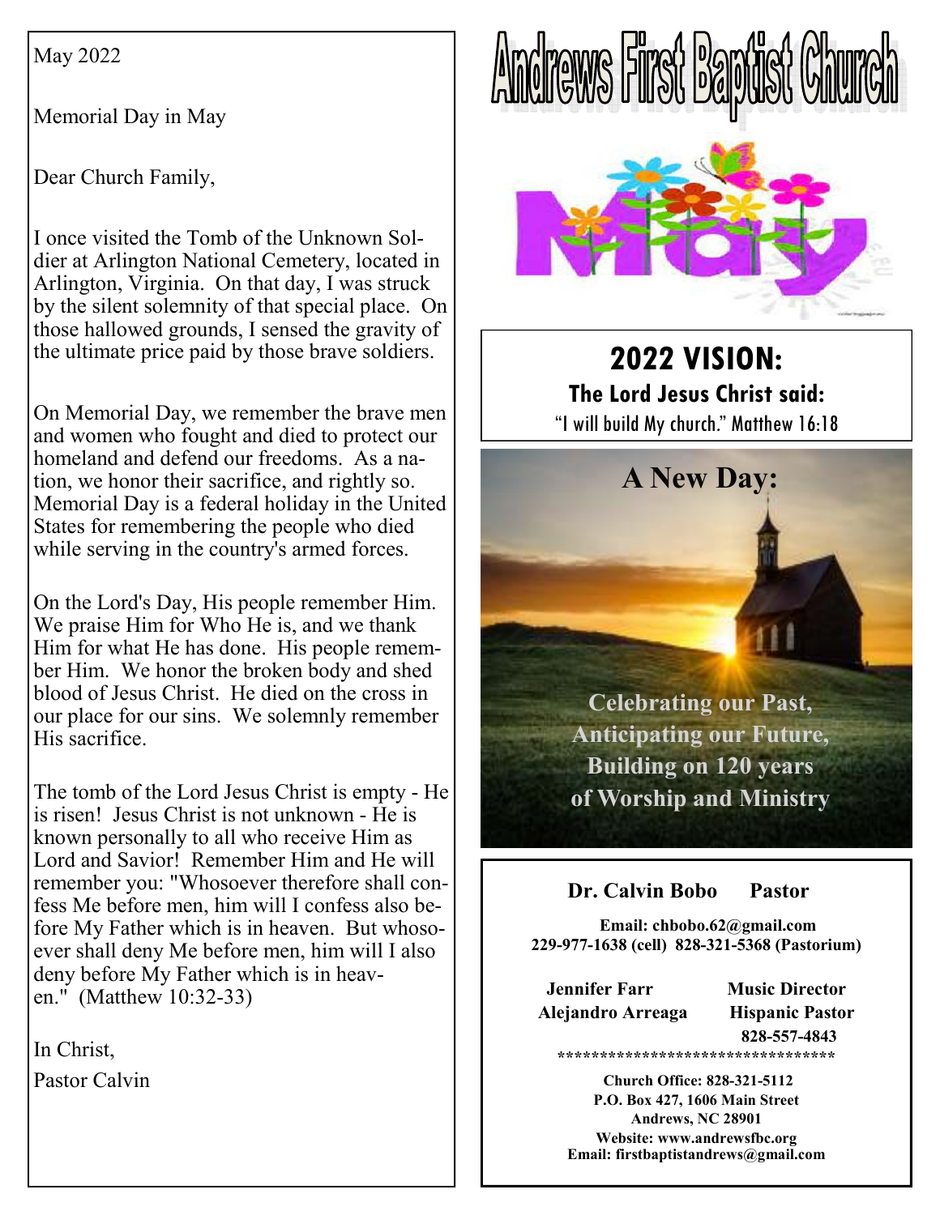May 2022

Memorial Day in May

Dear Church Family,

I once visited the Tomb of the Unknown Soldier at Arlington National Cemetery, located in Arlington, Virginia. On that day, I was struck by the silent solemnity of that special place. On those hallowed grounds, I sensed the gravity of the ultimate price paid by those brave soldiers.

On Memorial Day, we remember the brave men and women who fought and died to protect our homeland and defend our freedoms. As a nation, we honor their sacrifice, and rightly so. Memorial Day is a federal holiday in the United States for remembering the people who died while serving in the country's armed forces.

On the Lord's Day, His people remember Him. We praise Him for Who He is, and we thank Him for what He has done. His people remember Him. We honor the broken body and shed blood of Jesus Christ. He died on the cross in our place for our sins. We solemnly remember His sacrifice.

The tomb of the Lord Jesus Christ is empty - He is risen! Jesus Christ is not unknown - He is known personally to all who receive Him as Lord and Savior! Remember Him and He will remember you: "Whosoever therefore shall confess Me before men, him will I confess also before My Father which is in heaven. But whosoever shall deny Me before men, him will I also deny before My Father which is in heaven." (Matthew 10:32-33)

In Christ,
Pastor Calvin

# Andrews First Baptist Church

May

## 2022 VISION:

**The Lord Jesus Christ said:**

"I will build My church." Matthew 16:18

## A New Day:

**Celebrating our Past,
Anticipating our Future,
Building on 120 years
of Worship and Ministry**

**Dr. Calvin Bobo Pastor**

**Email: chbobo.62@gmail.com**
**229-977-1638 (cell) 828-321-5368 (Pastorium)**

**Jennifer Farr** Music Director
**Alejandro Arreaga** Hispanic Pastor
**828-557-4843**

********************************

**Church Office: 828-321-5112**
**P.O. Box 427, 1606 Main Street**
**Andrews, NC 28901**
**Website: www.andrewsfbc.org**
**Email: firstbaptistandrews@gmail.com**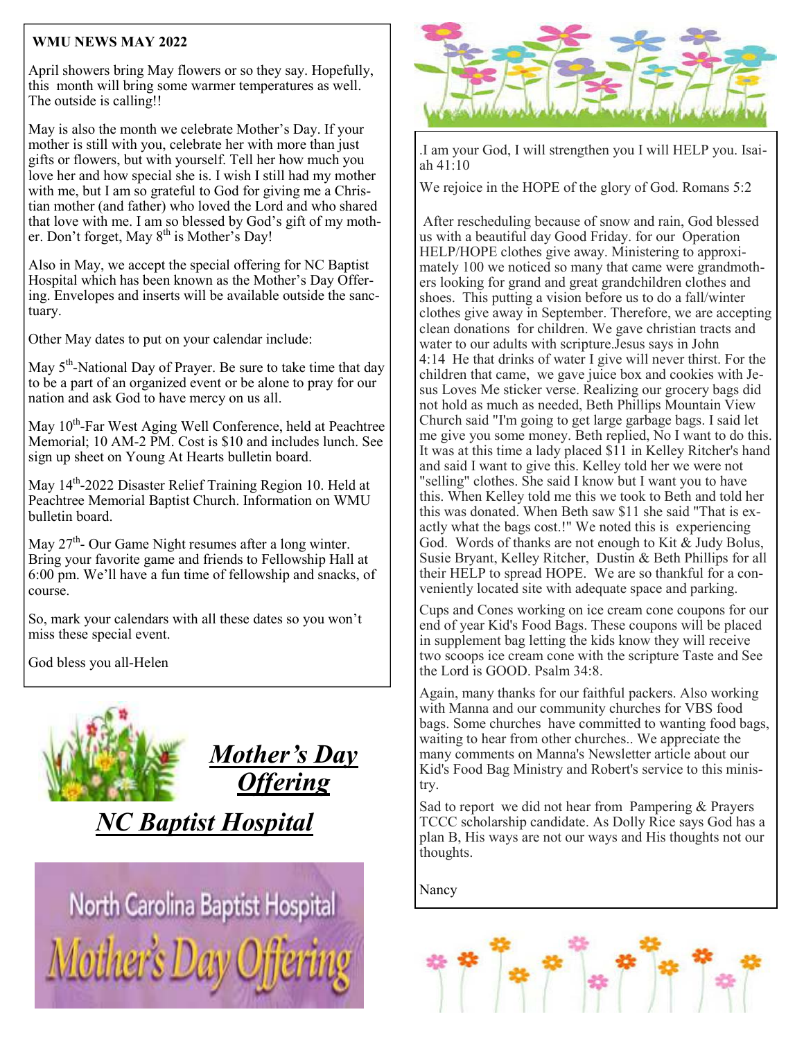## WMU NEWS MAY 2022

April showers bring May flowers or so they say. Hopefully, this month will bring some warmer temperatures as well. The outside is calling!!

May is also the month we celebrate Mother's Day. If your mother is still with you, celebrate her with more than just gifts or flowers, but with yourself. Tell her how much you love her and how special she is. I wish I still had my mother with me, but I am so grateful to God for giving me a Christian mother (and father) who loved the Lord and who shared that love with me. I am so blessed by God's gift of my mother. Don't forget, May 8th is Mother's Day!

Also in May, we accept the special offering for NC Baptist Hospital which has been known as the Mother's Day Offering. Envelopes and inserts will be available outside the sanctuary.

Other May dates to put on your calendar include:

May 5th-National Day of Prayer. Be sure to take time that day to be a part of an organized event or be alone to pray for our nation and ask God to have mercy on us all.

May 10th-Far West Aging Well Conference, held at Peachtree Memorial; 10 AM-2 PM. Cost is $10 and includes lunch. See sign up sheet on Young At Hearts bulletin board.

May 14th-2022 Disaster Relief Training Region 10. Held at Peachtree Memorial Baptist Church. Information on WMU bulletin board.

May 27th- Our Game Night resumes after a long winter. Bring your favorite game and friends to Fellowship Hall at 6:00 pm. We'll have a fun time of fellowship and snacks, of course.

So, mark your calendars with all these dates so you won't miss these special event.

God bless you all-Helen

***Mother's Day Offering***

***NC Baptist Hospital***

North Carolina Baptist Hospital
Mother's Day Offering

.I am your God, I will strengthen you I will HELP you. Isaiah 41:10

We rejoice in the HOPE of the glory of God. Romans 5:2

After rescheduling because of snow and rain, God blessed us with a beautiful day Good Friday. for our Operation HELP/HOPE clothes give away. Ministering to approximately 100 we noticed so many that came were grandmothers looking for grand and great grandchildren clothes and shoes. This putting a vision before us to do a fall/winter clothes give away in September. Therefore, we are accepting clean donations for children. We gave christian tracts and water to our adults with scripture.Jesus says in John 4:14 He that drinks of water I give will never thirst. For the children that came, we gave juice box and cookies with Jesus Loves Me sticker verse. Realizing our grocery bags did not hold as much as needed, Beth Phillips Mountain View Church said "I'm going to get large garbage bags. I said let me give you some money. Beth replied, No I want to do this. It was at this time a lady placed $11 in Kelley Ritcher's hand and said I want to give this. Kelley told her we were not "selling" clothes. She said I know but I want you to have this. When Kelley told me this we took to Beth and told her this was donated. When Beth saw $11 she said "That is exactly what the bags cost.!" We noted this is experiencing God. Words of thanks are not enough to Kit & Judy Bolus, Susie Bryant, Kelley Ritcher, Dustin & Beth Phillips for all their HELP to spread HOPE. We are so thankful for a conveniently located site with adequate space and parking.

Cups and Cones working on ice cream cone coupons for our end of year Kid's Food Bags. These coupons will be placed in supplement bag letting the kids know they will receive two scoops ice cream cone with the scripture Taste and See the Lord is GOOD. Psalm 34:8.

Again, many thanks for our faithful packers. Also working with Manna and our community churches for VBS food bags. Some churches have committed to wanting food bags, waiting to hear from other churches.. We appreciate the many comments on Manna's Newsletter article about our Kid's Food Bag Ministry and Robert's service to this ministry.

Sad to report we did not hear from Pampering & Prayers TCCC scholarship candidate. As Dolly Rice says God has a plan B, His ways are not our ways and His thoughts not our thoughts.

Nancy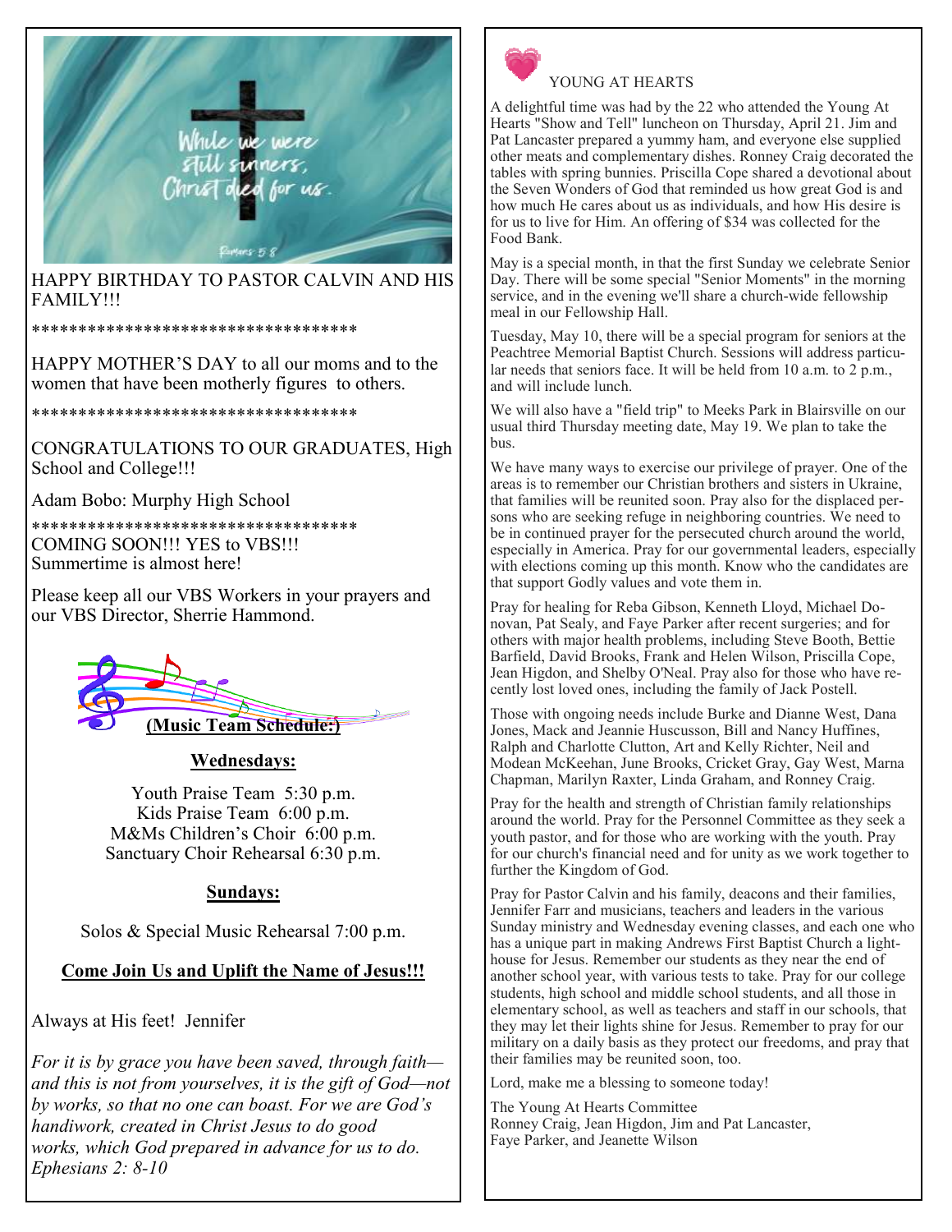HAPPY BIRTHDAY TO PASTOR CALVIN AND HIS FAMILY!!!

***********************************

HAPPY MOTHER'S DAY to all our moms and to the women that have been motherly figures to others.

***********************************

CONGRATULATIONS TO OUR GRADUATES, High School and College!!!

Adam Bobo: Murphy High School

***********************************

COMING SOON!!! YES to VBS!!!
Summertime is almost here!

Please keep all our VBS Workers in your prayers and our VBS Director, Sherrie Hammond.

**(Music Team Schedule:)**

**Wednesdays:**

Youth Praise Team 5:30 p.m.
Kids Praise Team 6:00 p.m.
M&Ms Children's Choir 6:00 p.m.
Sanctuary Choir Rehearsal 6:30 p.m.

**Sundays:**

Solos & Special Music Rehearsal 7:00 p.m.

**Come Join Us and Uplift the Name of Jesus!!!**

Always at His feet! Jennifer

*For it is by grace you have been saved, through faith—and this is not from yourselves, it is the gift of God—not by works, so that no one can boast. For we are God's handiwork, created in Christ Jesus to do good works, which God prepared in advance for us to do. Ephesians 2: 8-10*

## YOUNG AT HEARTS

A delightful time was had by the 22 who attended the Young At Hearts "Show and Tell" luncheon on Thursday, April 21. Jim and Pat Lancaster prepared a yummy ham, and everyone else supplied other meats and complementary dishes. Ronney Craig decorated the tables with spring bunnies. Priscilla Cope shared a devotional about the Seven Wonders of God that reminded us how great God is and how much He cares about us as individuals, and how His desire is for us to live for Him. An offering of $34 was collected for the Food Bank.

May is a special month, in that the first Sunday we celebrate Senior Day. There will be some special "Senior Moments" in the morning service, and in the evening we'll share a church-wide fellowship meal in our Fellowship Hall.

Tuesday, May 10, there will be a special program for seniors at the Peachtree Memorial Baptist Church. Sessions will address particular needs that seniors face. It will be held from 10 a.m. to 2 p.m., and will include lunch.

We will also have a "field trip" to Meeks Park in Blairsville on our usual third Thursday meeting date, May 19. We plan to take the bus.

We have many ways to exercise our privilege of prayer. One of the areas is to remember our Christian brothers and sisters in Ukraine, that families will be reunited soon. Pray also for the displaced persons who are seeking refuge in neighboring countries. We need to be in continued prayer for the persecuted church around the world, especially in America. Pray for our governmental leaders, especially with elections coming up this month. Know who the candidates are that support Godly values and vote them in.

Pray for healing for Reba Gibson, Kenneth Lloyd, Michael Donovan, Pat Sealy, and Faye Parker after recent surgeries; and for others with major health problems, including Steve Booth, Bettie Barfield, David Brooks, Frank and Helen Wilson, Priscilla Cope, Jean Higdon, and Shelby O'Neal. Pray also for those who have recently lost loved ones, including the family of Jack Postell.

Those with ongoing needs include Burke and Dianne West, Dana Jones, Mack and Jeannie Huscusson, Bill and Nancy Huffines, Ralph and Charlotte Clutton, Art and Kelly Richter, Neil and Modean McKeehan, June Brooks, Cricket Gray, Gay West, Marna Chapman, Marilyn Raxter, Linda Graham, and Ronney Craig.

Pray for the health and strength of Christian family relationships around the world. Pray for the Personnel Committee as they seek a youth pastor, and for those who are working with the youth. Pray for our church's financial need and for unity as we work together to further the Kingdom of God.

Pray for Pastor Calvin and his family, deacons and their families, Jennifer Farr and musicians, teachers and leaders in the various Sunday ministry and Wednesday evening classes, and each one who has a unique part in making Andrews First Baptist Church a lighthouse for Jesus. Remember our students as they near the end of another school year, with various tests to take. Pray for our college students, high school and middle school students, and all those in elementary school, as well as teachers and staff in our schools, that they may let their lights shine for Jesus. Remember to pray for our military on a daily basis as they protect our freedoms, and pray that their families may be reunited soon, too.

Lord, make me a blessing to someone today!

The Young At Hearts Committee
Ronney Craig, Jean Higdon, Jim and Pat Lancaster,
Faye Parker, and Jeanette Wilson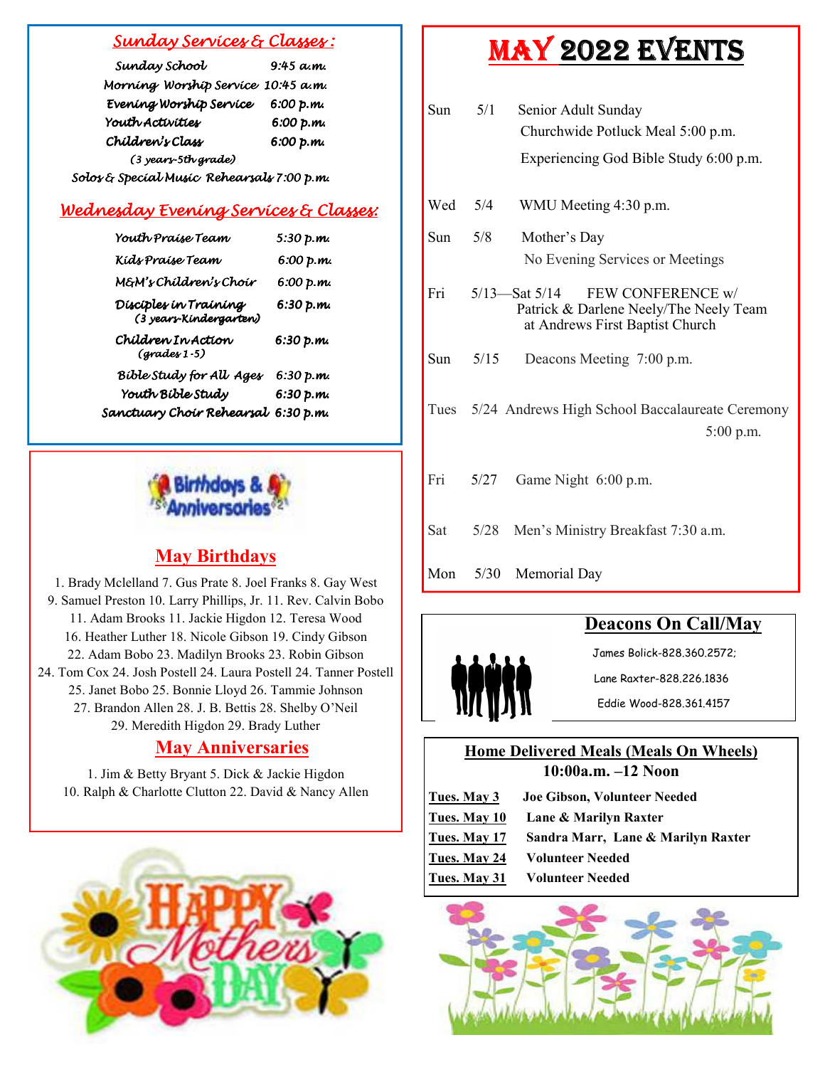## Sunday Services & Classes :

| | |
|---|---|
| Sunday School | 9:45 a.m. |
| Morning Worship Service | 10:45 a.m. |
| Evening Worship Service | 6:00 p.m. |
| Youth Activities | 6:00 p.m. |
| Children's Class (3 years-5th grade) | 6:00 p.m. |
| Solos & Special Music Rehearsals | 7:00 p.m. |

## Wednesday Evening Services & Classes:

| | |
|---|---|
| Youth Praise Team | 5:30 p.m. |
| Kids Praise Team | 6:00 p.m. |
| M&M's Children's Choir | 6:00 p.m. |
| Disciples in Training (3 years-Kindergarten) | 6:30 p.m. |
| Children In Action (grades 1-5) | 6:30 p.m. |
| Bible Study for All Ages | 6:30 p.m. |
| Youth Bible Study | 6:30 p.m. |
| Sanctuary Choir Rehearsal | 6:30 p.m. |

Birthdays & Anniversaries

## May Birthdays

1. Brady Mclelland 7. Gus Prate 8. Joel Franks 8. Gay West 9. Samuel Preston 10. Larry Phillips, Jr. 11. Rev. Calvin Bobo 11. Adam Brooks 11. Jackie Higdon 12. Teresa Wood 16. Heather Luther 18. Nicole Gibson 19. Cindy Gibson 22. Adam Bobo 23. Madilyn Brooks 23. Robin Gibson 24. Tom Cox 24. Josh Postell 24. Laura Postell 24. Tanner Postell 25. Janet Bobo 25. Bonnie Lloyd 26. Tammie Johnson 27. Brandon Allen 28. J. B. Bettis 28. Shelby O'Neil 29. Meredith Higdon 29. Brady Luther

## May Anniversaries

1. Jim & Betty Bryant 5. Dick & Jackie Higdon 10. Ralph & Charlotte Clutton 22. David & Nancy Allen

# MAY 2022 EVENTS

| | | |
|---|---|---|
| Sun | 5/1 | Senior Adult Sunday<br>Churchwide Potluck Meal 5:00 p.m.<br>Experiencing God Bible Study 6:00 p.m. |
| Wed | 5/4 | WMU Meeting 4:30 p.m. |
| Sun | 5/8 | Mother's Day<br>No Evening Services or Meetings |
| Fri | 5/13—Sat 5/14 | FEW CONFERENCE w/ Patrick & Darlene Neely/The Neely Team at Andrews First Baptist Church |
| Sun | 5/15 | Deacons Meeting 7:00 p.m. |
| Tues | 5/24 | Andrews High School Baccalaureate Ceremony 5:00 p.m. |
| Fri | 5/27 | Game Night 6:00 p.m. |
| Sat | 5/28 | Men's Ministry Breakfast 7:30 a.m. |
| Mon | 5/30 | Memorial Day |

## Deacons On Call/May

James Bolick-828.360.2572;

Lane Raxter-828.226.1836

Eddie Wood-828.361.4157

## Home Delivered Meals (Meals On Wheels)

**10:00a.m. –12 Noon**

| | |
|---|---|
| **Tues. May 3** | **Joe Gibson, Volunteer Needed** |
| **Tues. May 10** | **Lane & Marilyn Raxter** |
| **Tues. May 17** | **Sandra Marr, Lane & Marilyn Raxter** |
| **Tues. May 24** | **Volunteer Needed** |
| **Tues. May 31** | **Volunteer Needed** |